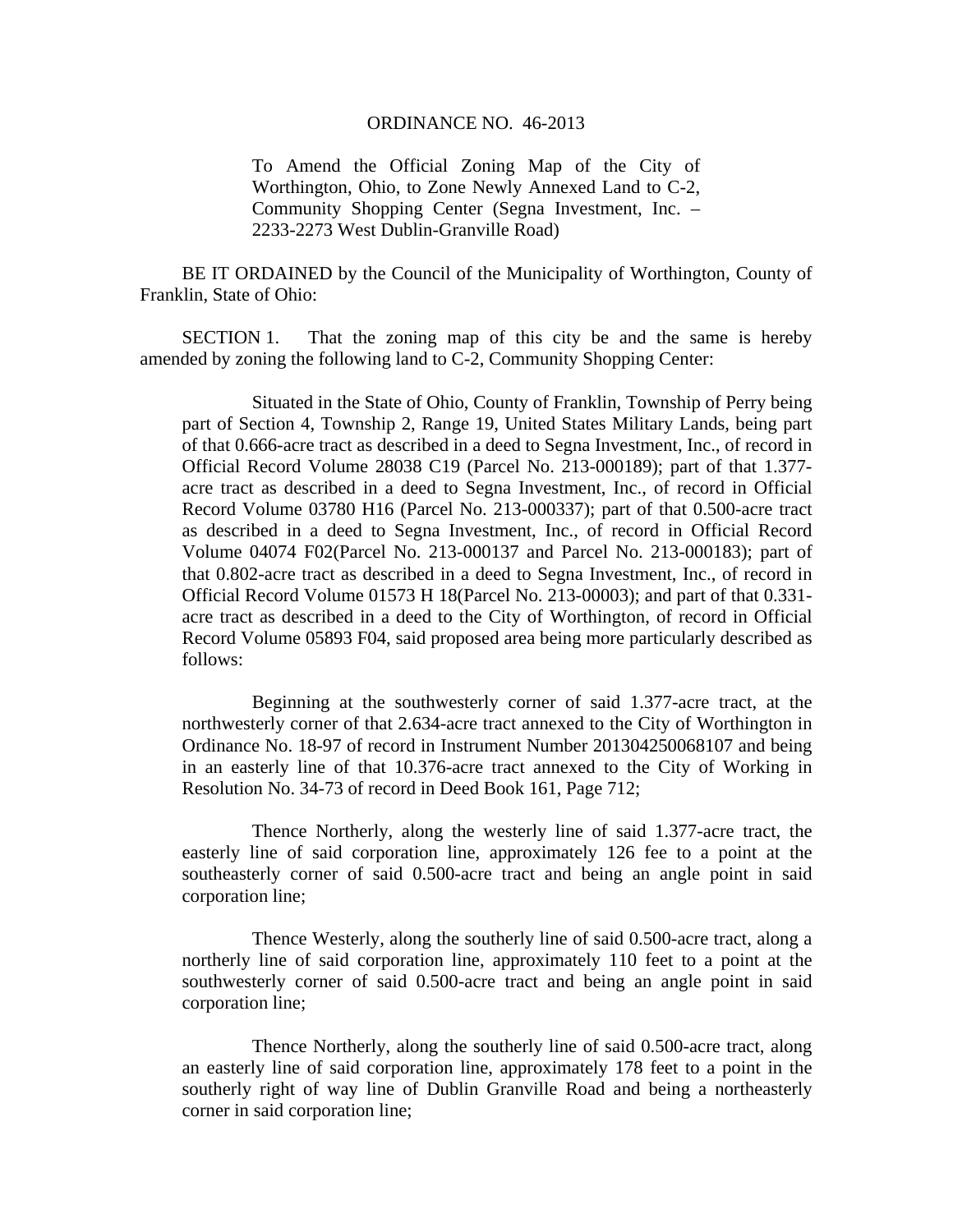ORDINANCE NO. 46-2013

To Amend the Official Zoning Map of the City of Worthington, Ohio, to Zone Newly Annexed Land to C-2, Community Shopping Center (Segna Investment, Inc. – 2233-2273 West Dublin-Granville Road)

BE IT ORDAINED by the Council of the Municipality of Worthington, County of Franklin, State of Ohio:

SECTION 1. That the zoning map of this city be and the same is hereby amended by zoning the following land to C-2, Community Shopping Center:

Situated in the State of Ohio, County of Franklin, Township of Perry being part of Section 4, Township 2, Range 19, United States Military Lands, being part of that 0.666-acre tract as described in a deed to Segna Investment, Inc., of record in Official Record Volume 28038 C19 (Parcel No. 213-000189); part of that 1.377-acre tract as described in a deed to Segna Investment, Inc., of record in Official Record Volume 03780 H16 (Parcel No. 213-000337); part of that 0.500-acre tract as described in a deed to Segna Investment, Inc., of record in Official Record Volume 04074 F02(Parcel No. 213-000137 and Parcel No. 213-000183); part of that 0.802-acre tract as described in a deed to Segna Investment, Inc., of record in Official Record Volume 01573 H 18(Parcel No. 213-00003); and part of that 0.331-acre tract as described in a deed to the City of Worthington, of record in Official Record Volume 05893 F04, said proposed area being more particularly described as follows:

Beginning at the southwesterly corner of said 1.377-acre tract, at the northwesterly corner of that 2.634-acre tract annexed to the City of Worthington in Ordinance No. 18-97 of record in Instrument Number 201304250068107 and being in an easterly line of that 10.376-acre tract annexed to the City of Working in Resolution No. 34-73 of record in Deed Book 161, Page 712;

Thence Northerly, along the westerly line of said 1.377-acre tract, the easterly line of said corporation line, approximately 126 fee to a point at the southeasterly corner of said 0.500-acre tract and being an angle point in said corporation line;

Thence Westerly, along the southerly line of said 0.500-acre tract, along a northerly line of said corporation line, approximately 110 feet to a point at the southwesterly corner of said 0.500-acre tract and being an angle point in said corporation line;

Thence Northerly, along the southerly line of said 0.500-acre tract, along an easterly line of said corporation line, approximately 178 feet to a point in the southerly right of way line of Dublin Granville Road and being a northeasterly corner in said corporation line;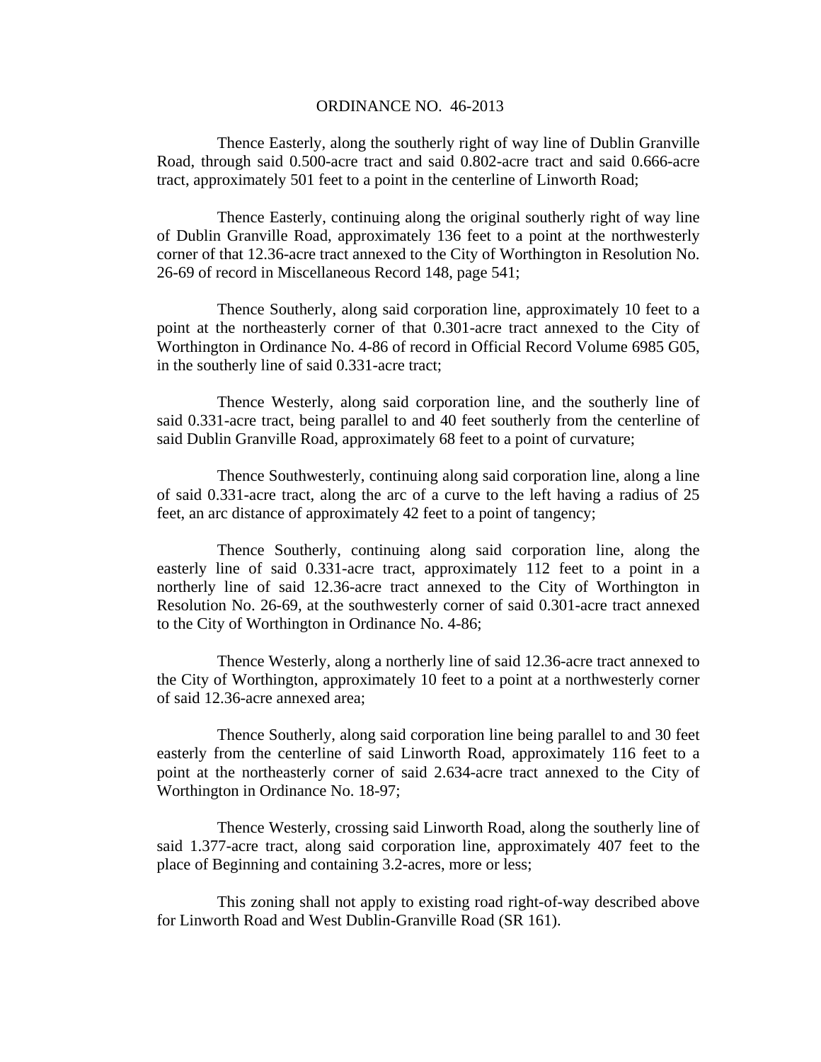ORDINANCE NO. 46-2013

Thence Easterly, along the southerly right of way line of Dublin Granville Road, through said 0.500-acre tract and said 0.802-acre tract and said 0.666-acre tract, approximately 501 feet to a point in the centerline of Linworth Road;

Thence Easterly, continuing along the original southerly right of way line of Dublin Granville Road, approximately 136 feet to a point at the northwesterly corner of that 12.36-acre tract annexed to the City of Worthington in Resolution No. 26-69 of record in Miscellaneous Record 148, page 541;

Thence Southerly, along said corporation line, approximately 10 feet to a point at the northeasterly corner of that 0.301-acre tract annexed to the City of Worthington in Ordinance No. 4-86 of record in Official Record Volume 6985 G05, in the southerly line of said 0.331-acre tract;

Thence Westerly, along said corporation line, and the southerly line of said 0.331-acre tract, being parallel to and 40 feet southerly from the centerline of said Dublin Granville Road, approximately 68 feet to a point of curvature;

Thence Southwesterly, continuing along said corporation line, along a line of said 0.331-acre tract, along the arc of a curve to the left having a radius of 25 feet, an arc distance of approximately 42 feet to a point of tangency;

Thence Southerly, continuing along said corporation line, along the easterly line of said 0.331-acre tract, approximately 112 feet to a point in a northerly line of said 12.36-acre tract annexed to the City of Worthington in Resolution No. 26-69, at the southwesterly corner of said 0.301-acre tract annexed to the City of Worthington in Ordinance No. 4-86;

Thence Westerly, along a northerly line of said 12.36-acre tract annexed to the City of Worthington, approximately 10 feet to a point at a northwesterly corner of said 12.36-acre annexed area;

Thence Southerly, along said corporation line being parallel to and 30 feet easterly from the centerline of said Linworth Road, approximately 116 feet to a point at the northeasterly corner of said 2.634-acre tract annexed to the City of Worthington in Ordinance No. 18-97;

Thence Westerly, crossing said Linworth Road, along the southerly line of said 1.377-acre tract, along said corporation line, approximately 407 feet to the place of Beginning and containing 3.2-acres, more or less;

This zoning shall not apply to existing road right-of-way described above for Linworth Road and West Dublin-Granville Road (SR 161).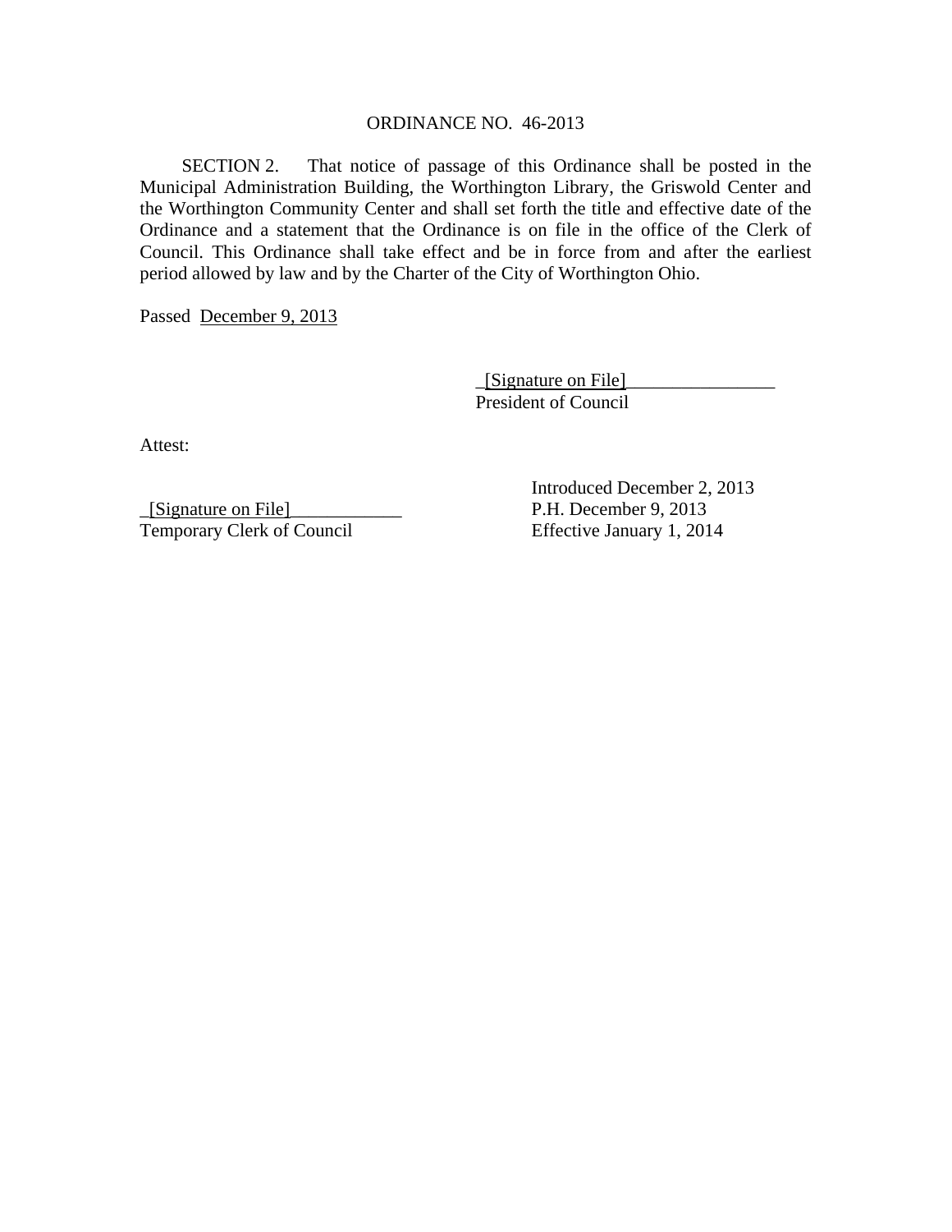ORDINANCE NO. 46-2013

SECTION 2. That notice of passage of this Ordinance shall be posted in the Municipal Administration Building, the Worthington Library, the Griswold Center and the Worthington Community Center and shall set forth the title and effective date of the Ordinance and a statement that the Ordinance is on file in the office of the Clerk of Council. This Ordinance shall take effect and be in force from and after the earliest period allowed by law and by the Charter of the City of Worthington Ohio.

Passed December 9, 2013

_[Signature on File]________________
President of Council

Attest:

_[Signature on File]____________
Temporary Clerk of Council

Introduced December 2, 2013
P.H. December 9, 2013
Effective January 1, 2014